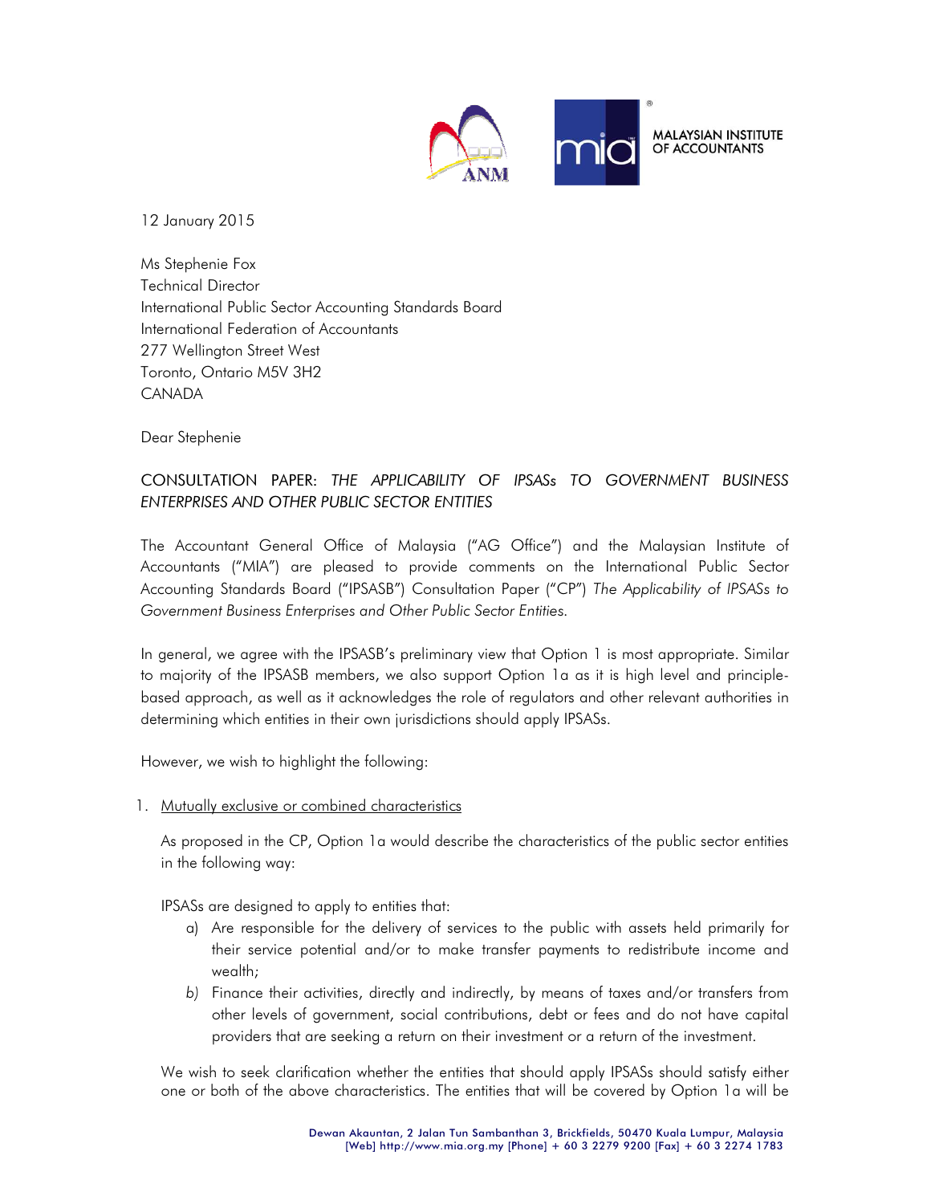MALAYSIAN INSTITUTE OF ACCOUNTANTS

12 January 2015

Ms Stephenie Fox
Technical Director
International Public Sector Accounting Standards Board
International Federation of Accountants
277 Wellington Street West
Toronto, Ontario M5V 3H2
CANADA

Dear Stephenie

CONSULTATION PAPER: *THE APPLICABILITY OF IPSASs TO GOVERNMENT BUSINESS ENTERPRISES AND OTHER PUBLIC SECTOR ENTITIES*

The Accountant General Office of Malaysia ("AG Office") and the Malaysian Institute of Accountants ("MIA") are pleased to provide comments on the International Public Sector Accounting Standards Board ("IPSASB") Consultation Paper ("CP") *The Applicability of IPSASs to Government Business Enterprises and Other Public Sector Entities*.

In general, we agree with the IPSASB's preliminary view that Option 1 is most appropriate. Similar to majority of the IPSASB members, we also support Option 1a as it is high level and principle-based approach, as well as it acknowledges the role of regulators and other relevant authorities in determining which entities in their own jurisdictions should apply IPSASs.

However, we wish to highlight the following:

1. Mutually exclusive or combined characteristics

   As proposed in the CP, Option 1a would describe the characteristics of the public sector entities in the following way:

   IPSASs are designed to apply to entities that:

   a) Are responsible for the delivery of services to the public with assets held primarily for their service potential and/or to make transfer payments to redistribute income and wealth;
   b) Finance their activities, directly and indirectly, by means of taxes and/or transfers from other levels of government, social contributions, debt or fees and do not have capital providers that are seeking a return on their investment or a return of the investment.

   We wish to seek clarification whether the entities that should apply IPSASs should satisfy either one or both of the above characteristics. The entities that will be covered by Option 1a will be

Dewan Akauntan, 2 Jalan Tun Sambanthan 3, Brickfields, 50470 Kuala Lumpur, Malaysia
[Web] http://www.mia.org.my [Phone] + 60 3 2279 9200 [Fax] + 60 3 2274 1783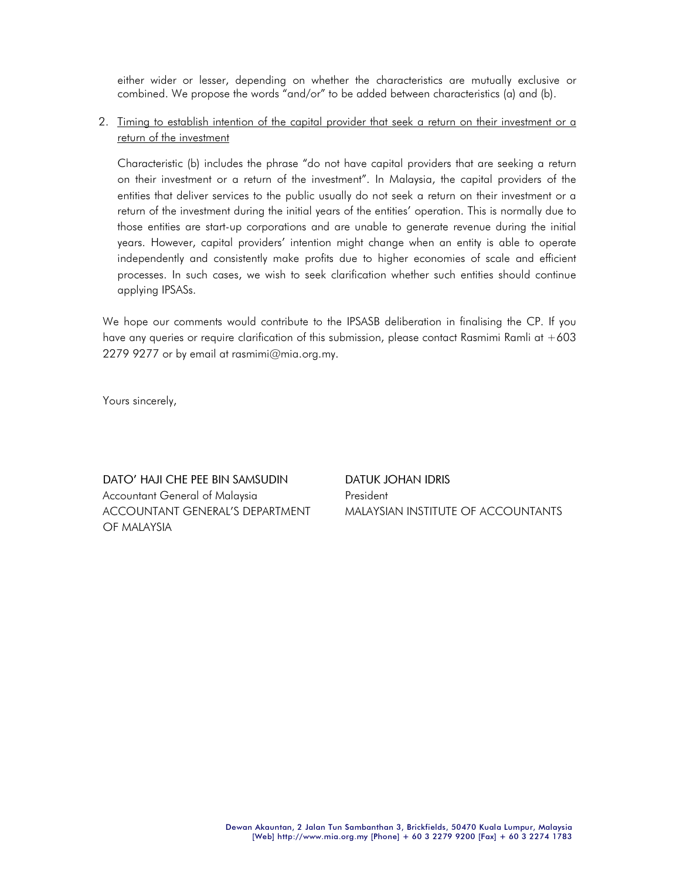either wider or lesser, depending on whether the characteristics are mutually exclusive or combined. We propose the words "and/or" to be added between characteristics (a) and (b).

2. Timing to establish intention of the capital provider that seek a return on their investment or a return of the investment

   Characteristic (b) includes the phrase "do not have capital providers that are seeking a return on their investment or a return of the investment". In Malaysia, the capital providers of the entities that deliver services to the public usually do not seek a return on their investment or a return of the investment during the initial years of the entities' operation. This is normally due to those entities are start-up corporations and are unable to generate revenue during the initial years. However, capital providers' intention might change when an entity is able to operate independently and consistently make profits due to higher economies of scale and efficient processes. In such cases, we wish to seek clarification whether such entities should continue applying IPSASs.

We hope our comments would contribute to the IPSASB deliberation in finalising the CP. If you have any queries or require clarification of this submission, please contact Rasmimi Ramli at +603 2279 9277 or by email at rasmimi@mia.org.my.

Yours sincerely,

DATO' HAJI CHE PEE BIN SAMSUDIN
Accountant General of Malaysia
ACCOUNTANT GENERAL'S DEPARTMENT OF MALAYSIA

DATUK JOHAN IDRIS
President
MALAYSIAN INSTITUTE OF ACCOUNTANTS